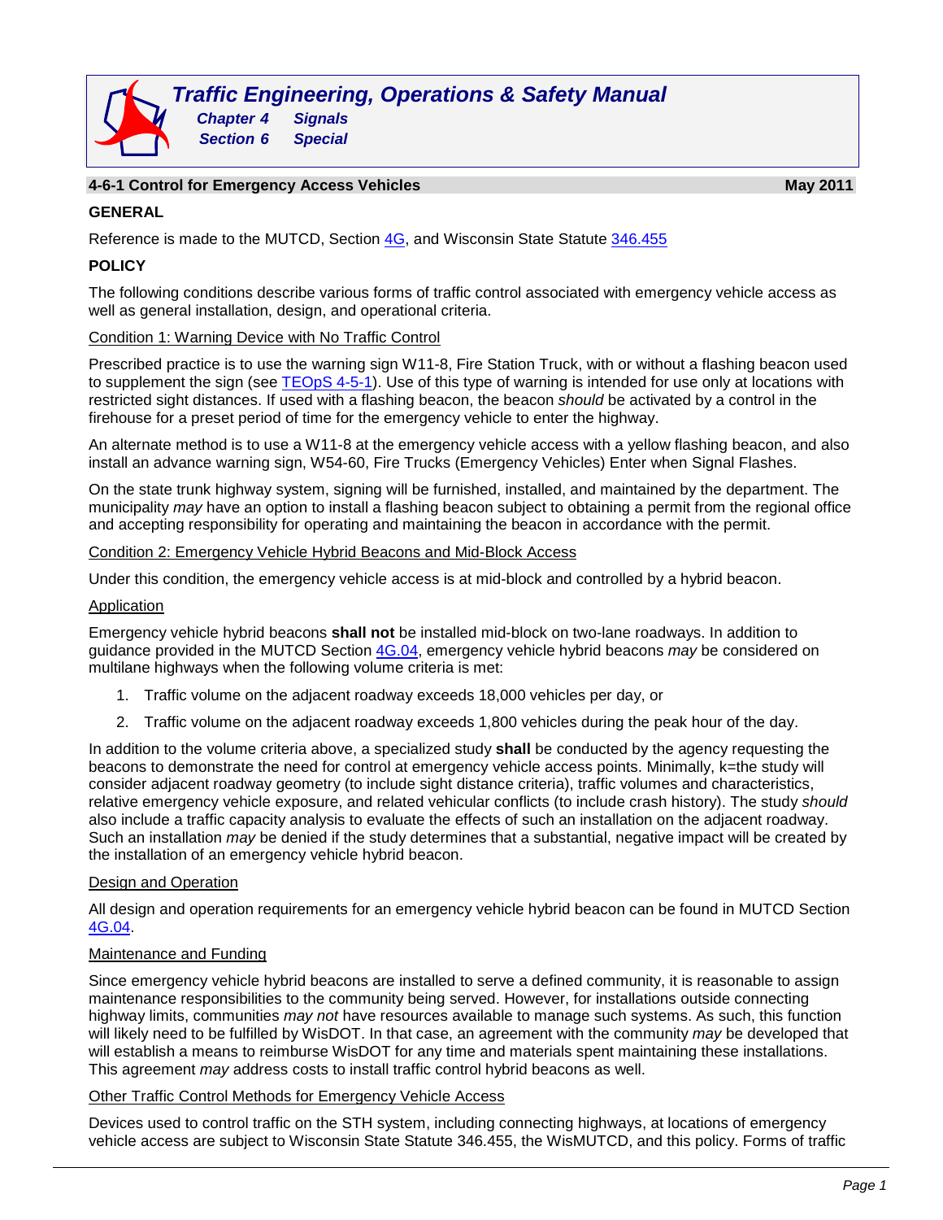# Traffic Engineering, Operations & Safety Manual

**Chapter 4 Signals**

**Section 6 Special**

## 4-6-1 Control for Emergency Access Vehicles

**May 2011**

### GENERAL

Reference is made to the MUTCD, Section 4G, and Wisconsin State Statute 346.455

### POLICY

The following conditions describe various forms of traffic control associated with emergency vehicle access as well as general installation, design, and operational criteria.

Condition 1: Warning Device with No Traffic Control

Prescribed practice is to use the warning sign W11-8, Fire Station Truck, with or without a flashing beacon used to supplement the sign (see TEOpS 4-5-1). Use of this type of warning is intended for use only at locations with restricted sight distances. If used with a flashing beacon, the beacon *should* be activated by a control in the firehouse for a preset period of time for the emergency vehicle to enter the highway.

An alternate method is to use a W11-8 at the emergency vehicle access with a yellow flashing beacon, and also install an advance warning sign, W54-60, Fire Trucks (Emergency Vehicles) Enter when Signal Flashes.

On the state trunk highway system, signing will be furnished, installed, and maintained by the department. The municipality *may* have an option to install a flashing beacon subject to obtaining a permit from the regional office and accepting responsibility for operating and maintaining the beacon in accordance with the permit.

Condition 2: Emergency Vehicle Hybrid Beacons and Mid-Block Access

Under this condition, the emergency vehicle access is at mid-block and controlled by a hybrid beacon.

Application

Emergency vehicle hybrid beacons **shall not** be installed mid-block on two-lane roadways. In addition to guidance provided in the MUTCD Section 4G.04, emergency vehicle hybrid beacons *may* be considered on multilane highways when the following volume criteria is met:

1. Traffic volume on the adjacent roadway exceeds 18,000 vehicles per day, or
2. Traffic volume on the adjacent roadway exceeds 1,800 vehicles during the peak hour of the day.

In addition to the volume criteria above, a specialized study **shall** be conducted by the agency requesting the beacons to demonstrate the need for control at emergency vehicle access points. Minimally, k=the study will consider adjacent roadway geometry (to include sight distance criteria), traffic volumes and characteristics, relative emergency vehicle exposure, and related vehicular conflicts (to include crash history). The study *should* also include a traffic capacity analysis to evaluate the effects of such an installation on the adjacent roadway. Such an installation *may* be denied if the study determines that a substantial, negative impact will be created by the installation of an emergency vehicle hybrid beacon.

Design and Operation

All design and operation requirements for an emergency vehicle hybrid beacon can be found in MUTCD Section 4G.04.

Maintenance and Funding

Since emergency vehicle hybrid beacons are installed to serve a defined community, it is reasonable to assign maintenance responsibilities to the community being served. However, for installations outside connecting highway limits, communities *may not* have resources available to manage such systems. As such, this function will likely need to be fulfilled by WisDOT. In that case, an agreement with the community *may* be developed that will establish a means to reimburse WisDOT for any time and materials spent maintaining these installations. This agreement *may* address costs to install traffic control hybrid beacons as well.

Other Traffic Control Methods for Emergency Vehicle Access

Devices used to control traffic on the STH system, including connecting highways, at locations of emergency vehicle access are subject to Wisconsin State Statute 346.455, the WisMUTCD, and this policy. Forms of traffic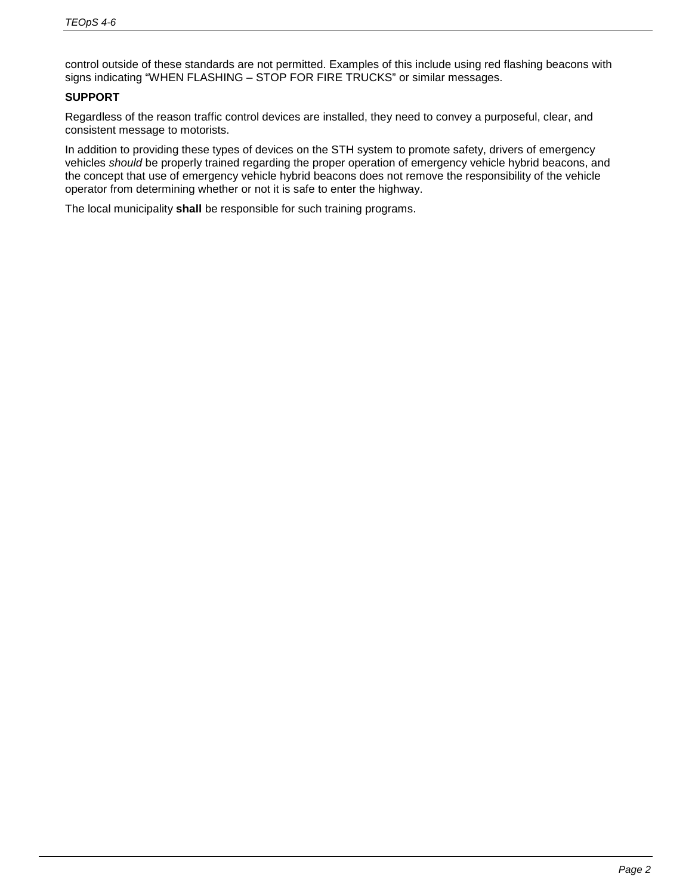control outside of these standards are not permitted. Examples of this include using red flashing beacons with signs indicating “WHEN FLASHING – STOP FOR FIRE TRUCKS” or similar messages.

**SUPPORT**

Regardless of the reason traffic control devices are installed, they need to convey a purposeful, clear, and consistent message to motorists.

In addition to providing these types of devices on the STH system to promote safety, drivers of emergency vehicles *should* be properly trained regarding the proper operation of emergency vehicle hybrid beacons, and the concept that use of emergency vehicle hybrid beacons does not remove the responsibility of the vehicle operator from determining whether or not it is safe to enter the highway.

The local municipality **shall** be responsible for such training programs.